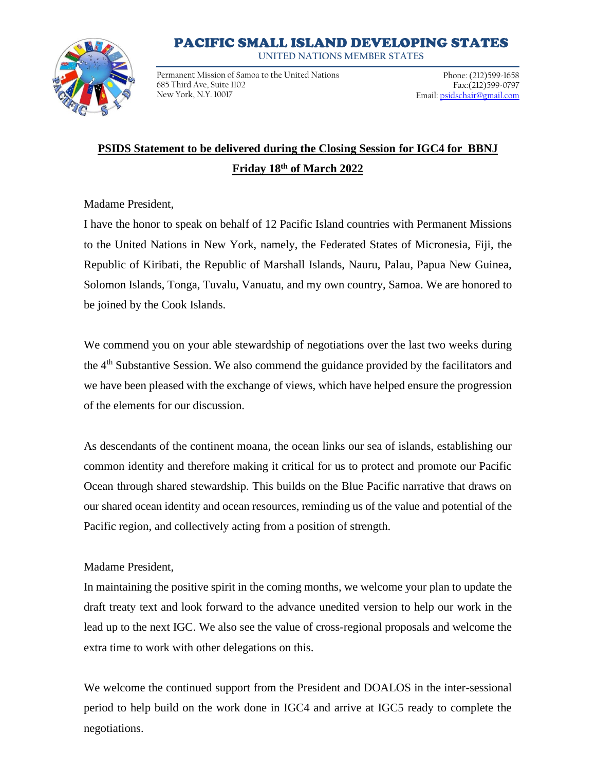# PACIFIC SMALL ISLAND DEVELOPING STATES

UNITED NATIONS MEMBER STATES

Permanent Mission of Samoa to the United Nations
685 Third Ave, Suite 1102
New York, N.Y. 10017

Phone: (212)599-1658
Fax:(212)599-0797
Email: psidschair@gmail.com

**PSIDS Statement to be delivered during the Closing Session for IGC4 for BBNJ**

**Friday 18th of March 2022**

Madame President,

I have the honor to speak on behalf of 12 Pacific Island countries with Permanent Missions to the United Nations in New York, namely, the Federated States of Micronesia, Fiji, the Republic of Kiribati, the Republic of Marshall Islands, Nauru, Palau, Papua New Guinea, Solomon Islands, Tonga, Tuvalu, Vanuatu, and my own country, Samoa. We are honored to be joined by the Cook Islands.

We commend you on your able stewardship of negotiations over the last two weeks during the 4th Substantive Session. We also commend the guidance provided by the facilitators and we have been pleased with the exchange of views, which have helped ensure the progression of the elements for our discussion.

As descendants of the continent moana, the ocean links our sea of islands, establishing our common identity and therefore making it critical for us to protect and promote our Pacific Ocean through shared stewardship. This builds on the Blue Pacific narrative that draws on our shared ocean identity and ocean resources, reminding us of the value and potential of the Pacific region, and collectively acting from a position of strength.

Madame President,

In maintaining the positive spirit in the coming months, we welcome your plan to update the draft treaty text and look forward to the advance unedited version to help our work in the lead up to the next IGC. We also see the value of cross-regional proposals and welcome the extra time to work with other delegations on this.

We welcome the continued support from the President and DOALOS in the inter-sessional period to help build on the work done in IGC4 and arrive at IGC5 ready to complete the negotiations.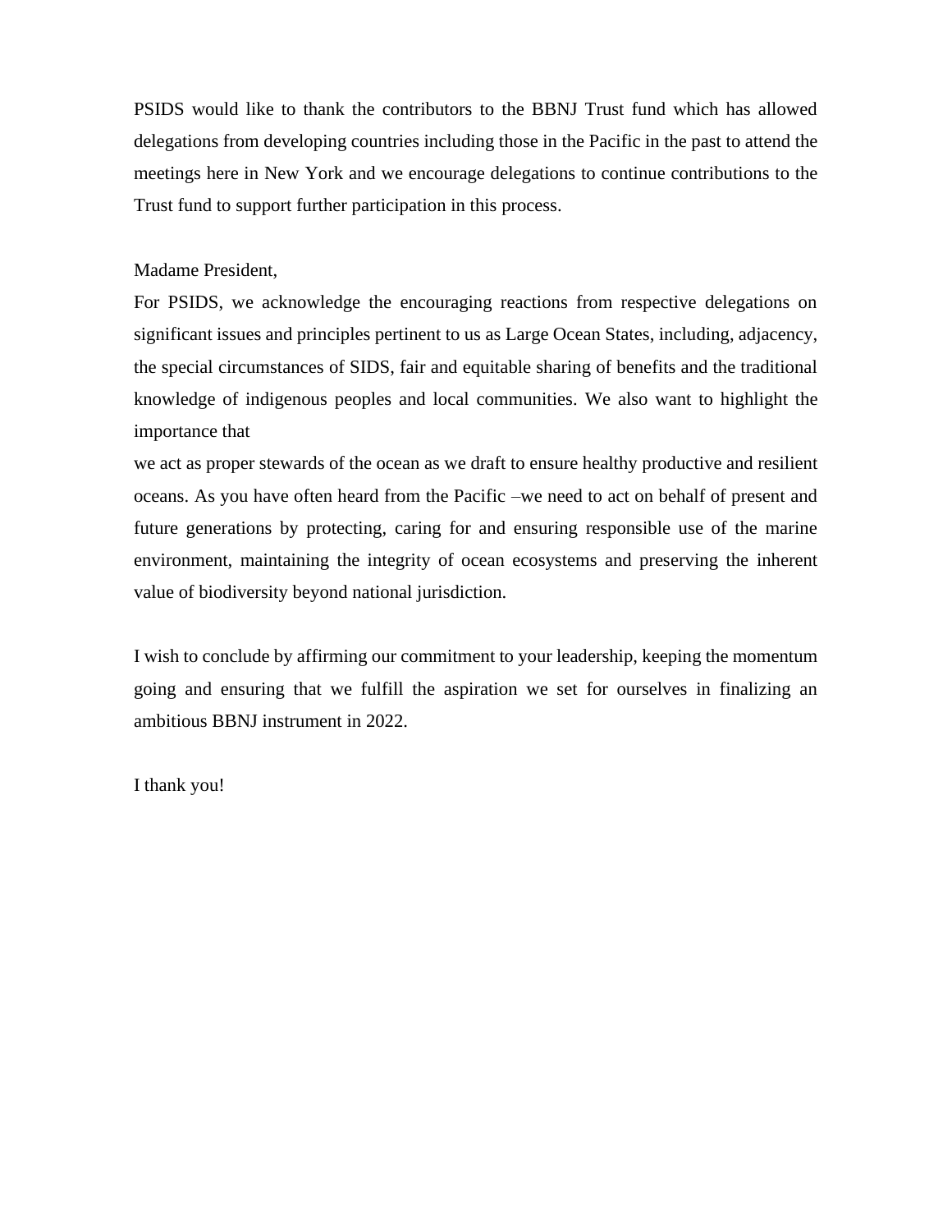PSIDS would like to thank the contributors to the BBNJ Trust fund which has allowed delegations from developing countries including those in the Pacific in the past to attend the meetings here in New York and we encourage delegations to continue contributions to the Trust fund to support further participation in this process.

Madame President,

For PSIDS, we acknowledge the encouraging reactions from respective delegations on significant issues and principles pertinent to us as Large Ocean States, including, adjacency, the special circumstances of SIDS, fair and equitable sharing of benefits and the traditional knowledge of indigenous peoples and local communities. We also want to highlight the importance that we act as proper stewards of the ocean as we draft to ensure healthy productive and resilient oceans. As you have often heard from the Pacific –we need to act on behalf of present and future generations by protecting, caring for and ensuring responsible use of the marine environment, maintaining the integrity of ocean ecosystems and preserving the inherent value of biodiversity beyond national jurisdiction.

I wish to conclude by affirming our commitment to your leadership, keeping the momentum going and ensuring that we fulfill the aspiration we set for ourselves in finalizing an ambitious BBNJ instrument in 2022.

I thank you!